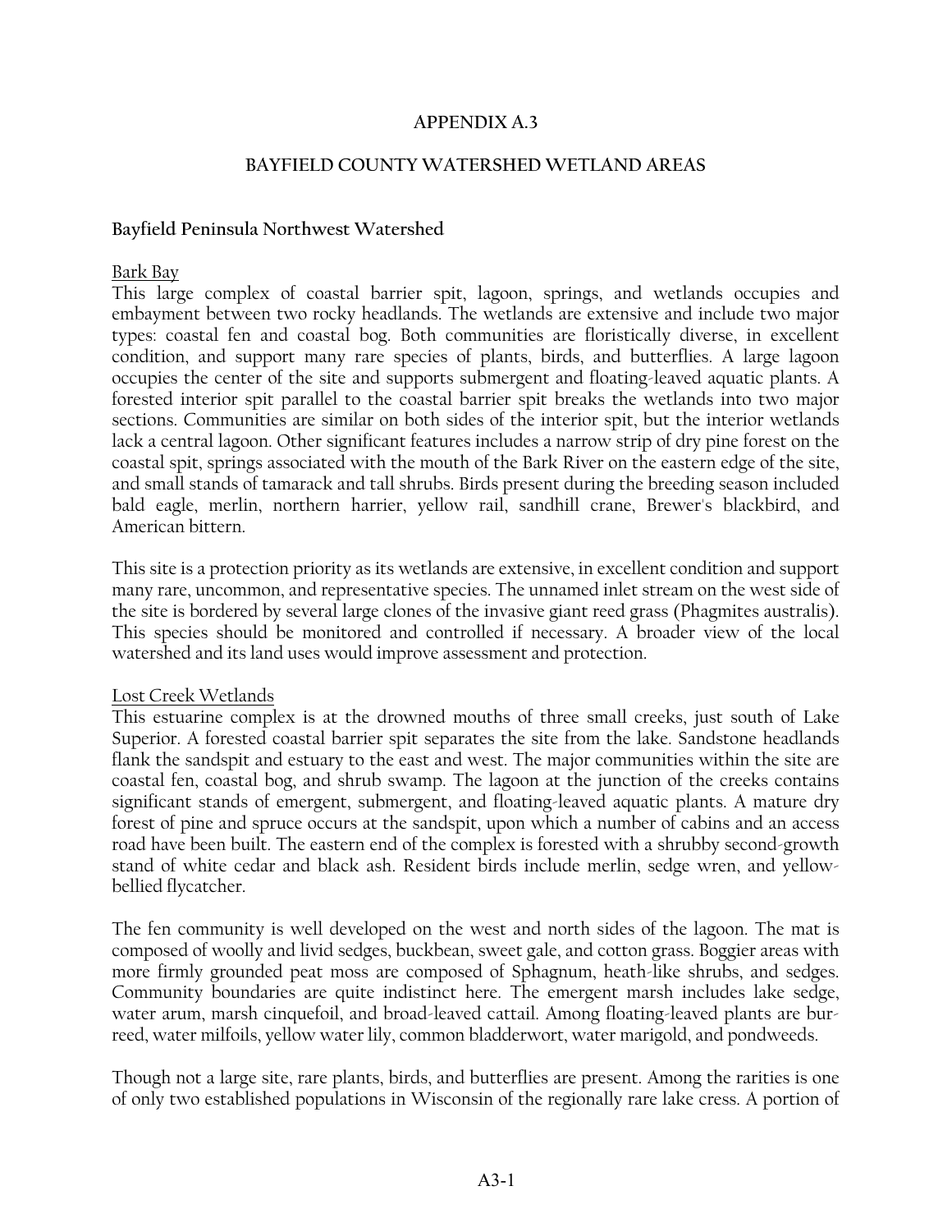# APPENDIX A.3

## BAYFIELD COUNTY WATERSHED WETLAND AREAS

### Bayfield Peninsula Northwest Watershed

Bark Bay

This large complex of coastal barrier spit, lagoon, springs, and wetlands occupies and embayment between two rocky headlands. The wetlands are extensive and include two major types: coastal fen and coastal bog. Both communities are floristically diverse, in excellent condition, and support many rare species of plants, birds, and butterflies. A large lagoon occupies the center of the site and supports submergent and floating-leaved aquatic plants. A forested interior spit parallel to the coastal barrier spit breaks the wetlands into two major sections. Communities are similar on both sides of the interior spit, but the interior wetlands lack a central lagoon. Other significant features includes a narrow strip of dry pine forest on the coastal spit, springs associated with the mouth of the Bark River on the eastern edge of the site, and small stands of tamarack and tall shrubs. Birds present during the breeding season included bald eagle, merlin, northern harrier, yellow rail, sandhill crane, Brewer's blackbird, and American bittern.

This site is a protection priority as its wetlands are extensive, in excellent condition and support many rare, uncommon, and representative species. The unnamed inlet stream on the west side of the site is bordered by several large clones of the invasive giant reed grass (Phagmites australis). This species should be monitored and controlled if necessary. A broader view of the local watershed and its land uses would improve assessment and protection.

Lost Creek Wetlands

This estuarine complex is at the drowned mouths of three small creeks, just south of Lake Superior. A forested coastal barrier spit separates the site from the lake. Sandstone headlands flank the sandspit and estuary to the east and west. The major communities within the site are coastal fen, coastal bog, and shrub swamp. The lagoon at the junction of the creeks contains significant stands of emergent, submergent, and floating-leaved aquatic plants. A mature dry forest of pine and spruce occurs at the sandspit, upon which a number of cabins and an access road have been built. The eastern end of the complex is forested with a shrubby second-growth stand of white cedar and black ash. Resident birds include merlin, sedge wren, and yellow-bellied flycatcher.

The fen community is well developed on the west and north sides of the lagoon. The mat is composed of woolly and livid sedges, buckbean, sweet gale, and cotton grass. Boggier areas with more firmly grounded peat moss are composed of Sphagnum, heath-like shrubs, and sedges. Community boundaries are quite indistinct here. The emergent marsh includes lake sedge, water arum, marsh cinquefoil, and broad-leaved cattail. Among floating-leaved plants are bur-reed, water milfoils, yellow water lily, common bladderwort, water marigold, and pondweeds.

Though not a large site, rare plants, birds, and butterflies are present. Among the rarities is one of only two established populations in Wisconsin of the regionally rare lake cress. A portion of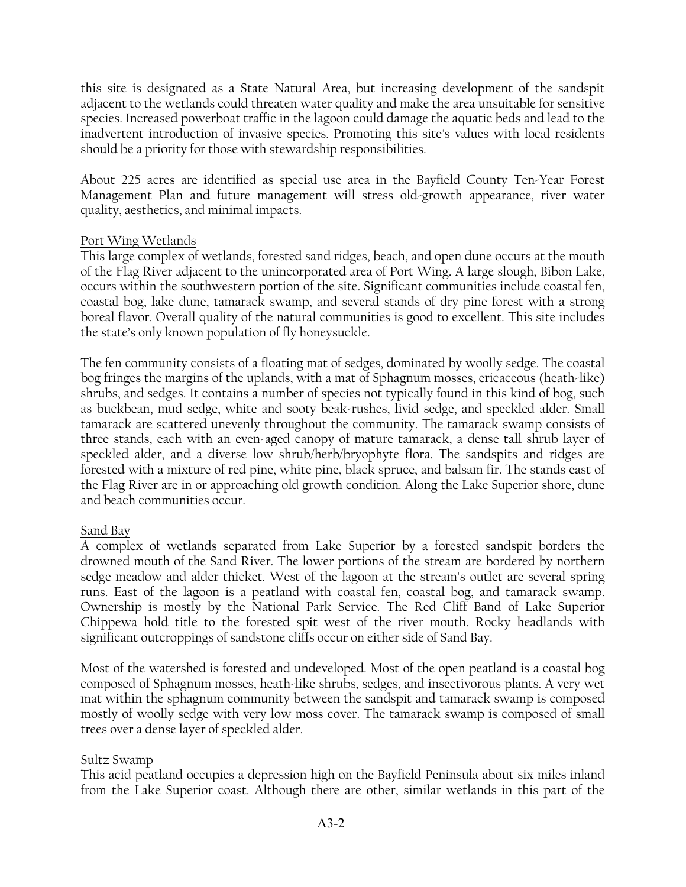this site is designated as a State Natural Area, but increasing development of the sandspit adjacent to the wetlands could threaten water quality and make the area unsuitable for sensitive species. Increased powerboat traffic in the lagoon could damage the aquatic beds and lead to the inadvertent introduction of invasive species. Promoting this site's values with local residents should be a priority for those with stewardship responsibilities.

About 225 acres are identified as special use area in the Bayfield County Ten-Year Forest Management Plan and future management will stress old-growth appearance, river water quality, aesthetics, and minimal impacts.

<u>Port Wing Wetlands</u>

This large complex of wetlands, forested sand ridges, beach, and open dune occurs at the mouth of the Flag River adjacent to the unincorporated area of Port Wing. A large slough, Bibon Lake, occurs within the southwestern portion of the site. Significant communities include coastal fen, coastal bog, lake dune, tamarack swamp, and several stands of dry pine forest with a strong boreal flavor. Overall quality of the natural communities is good to excellent. This site includes the state's only known population of fly honeysuckle.

The fen community consists of a floating mat of sedges, dominated by woolly sedge. The coastal bog fringes the margins of the uplands, with a mat of Sphagnum mosses, ericaceous (heath-like) shrubs, and sedges. It contains a number of species not typically found in this kind of bog, such as buckbean, mud sedge, white and sooty beak-rushes, livid sedge, and speckled alder. Small tamarack are scattered unevenly throughout the community. The tamarack swamp consists of three stands, each with an even-aged canopy of mature tamarack, a dense tall shrub layer of speckled alder, and a diverse low shrub/herb/bryophyte flora. The sandspits and ridges are forested with a mixture of red pine, white pine, black spruce, and balsam fir. The stands east of the Flag River are in or approaching old growth condition. Along the Lake Superior shore, dune and beach communities occur.

<u>Sand Bay</u>

A complex of wetlands separated from Lake Superior by a forested sandspit borders the drowned mouth of the Sand River. The lower portions of the stream are bordered by northern sedge meadow and alder thicket. West of the lagoon at the stream's outlet are several spring runs. East of the lagoon is a peatland with coastal fen, coastal bog, and tamarack swamp. Ownership is mostly by the National Park Service. The Red Cliff Band of Lake Superior Chippewa hold title to the forested spit west of the river mouth. Rocky headlands with significant outcroppings of sandstone cliffs occur on either side of Sand Bay.

Most of the watershed is forested and undeveloped. Most of the open peatland is a coastal bog composed of Sphagnum mosses, heath-like shrubs, sedges, and insectivorous plants. A very wet mat within the sphagnum community between the sandspit and tamarack swamp is composed mostly of woolly sedge with very low moss cover. The tamarack swamp is composed of small trees over a dense layer of speckled alder.

<u>Sultz Swamp</u>

This acid peatland occupies a depression high on the Bayfield Peninsula about six miles inland from the Lake Superior coast. Although there are other, similar wetlands in this part of the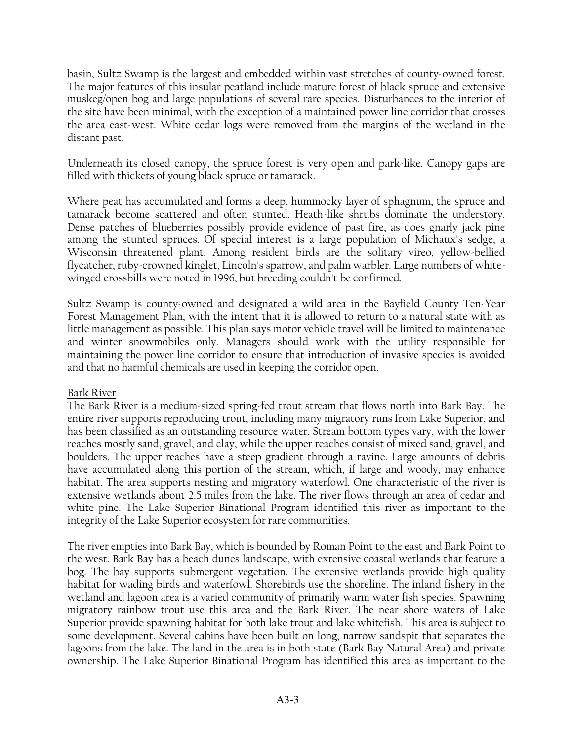basin, Sultz Swamp is the largest and embedded within vast stretches of county-owned forest. The major features of this insular peatland include mature forest of black spruce and extensive muskeg/open bog and large populations of several rare species. Disturbances to the interior of the site have been minimal, with the exception of a maintained power line corridor that crosses the area east-west. White cedar logs were removed from the margins of the wetland in the distant past.

Underneath its closed canopy, the spruce forest is very open and park-like. Canopy gaps are filled with thickets of young black spruce or tamarack.

Where peat has accumulated and forms a deep, hummocky layer of sphagnum, the spruce and tamarack become scattered and often stunted. Heath-like shrubs dominate the understory. Dense patches of blueberries possibly provide evidence of past fire, as does gnarly jack pine among the stunted spruces. Of special interest is a large population of Michaux's sedge, a Wisconsin threatened plant. Among resident birds are the solitary vireo, yellow-bellied flycatcher, ruby-crowned kinglet, Lincoln's sparrow, and palm warbler. Large numbers of white-winged crossbills were noted in 1996, but breeding couldn't be confirmed.

Sultz Swamp is county-owned and designated a wild area in the Bayfield County Ten-Year Forest Management Plan, with the intent that it is allowed to return to a natural state with as little management as possible. This plan says motor vehicle travel will be limited to maintenance and winter snowmobiles only. Managers should work with the utility responsible for maintaining the power line corridor to ensure that introduction of invasive species is avoided and that no harmful chemicals are used in keeping the corridor open.

<u>Bark River</u>

The Bark River is a medium-sized spring-fed trout stream that flows north into Bark Bay. The entire river supports reproducing trout, including many migratory runs from Lake Superior, and has been classified as an outstanding resource water. Stream bottom types vary, with the lower reaches mostly sand, gravel, and clay, while the upper reaches consist of mixed sand, gravel, and boulders. The upper reaches have a steep gradient through a ravine. Large amounts of debris have accumulated along this portion of the stream, which, if large and woody, may enhance habitat. The area supports nesting and migratory waterfowl. One characteristic of the river is extensive wetlands about 2.5 miles from the lake. The river flows through an area of cedar and white pine. The Lake Superior Binational Program identified this river as important to the integrity of the Lake Superior ecosystem for rare communities.

The river empties into Bark Bay, which is bounded by Roman Point to the east and Bark Point to the west. Bark Bay has a beach dunes landscape, with extensive coastal wetlands that feature a bog. The bay supports submergent vegetation. The extensive wetlands provide high quality habitat for wading birds and waterfowl. Shorebirds use the shoreline. The inland fishery in the wetland and lagoon area is a varied community of primarily warm water fish species. Spawning migratory rainbow trout use this area and the Bark River. The near shore waters of Lake Superior provide spawning habitat for both lake trout and lake whitefish. This area is subject to some development. Several cabins have been built on long, narrow sandspit that separates the lagoons from the lake. The land in the area is in both state (Bark Bay Natural Area) and private ownership. The Lake Superior Binational Program has identified this area as important to the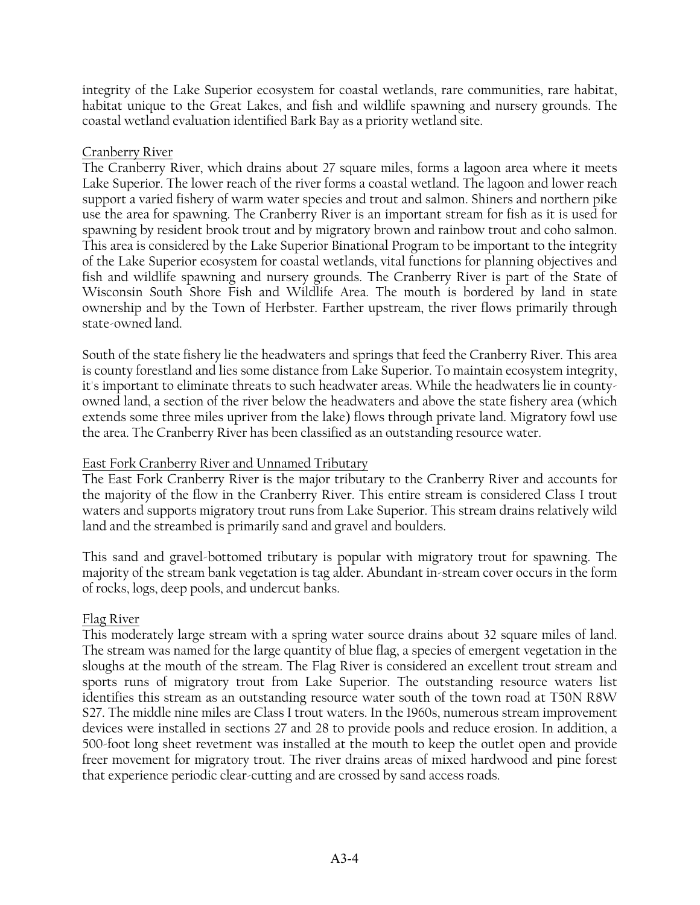integrity of the Lake Superior ecosystem for coastal wetlands, rare communities, rare habitat, habitat unique to the Great Lakes, and fish and wildlife spawning and nursery grounds. The coastal wetland evaluation identified Bark Bay as a priority wetland site.

### Cranberry River

The Cranberry River, which drains about 27 square miles, forms a lagoon area where it meets Lake Superior. The lower reach of the river forms a coastal wetland. The lagoon and lower reach support a varied fishery of warm water species and trout and salmon. Shiners and northern pike use the area for spawning. The Cranberry River is an important stream for fish as it is used for spawning by resident brook trout and by migratory brown and rainbow trout and coho salmon. This area is considered by the Lake Superior Binational Program to be important to the integrity of the Lake Superior ecosystem for coastal wetlands, vital functions for planning objectives and fish and wildlife spawning and nursery grounds. The Cranberry River is part of the State of Wisconsin South Shore Fish and Wildlife Area. The mouth is bordered by land in state ownership and by the Town of Herbster. Farther upstream, the river flows primarily through state-owned land.

South of the state fishery lie the headwaters and springs that feed the Cranberry River. This area is county forestland and lies some distance from Lake Superior. To maintain ecosystem integrity, it's important to eliminate threats to such headwater areas. While the headwaters lie in county-owned land, a section of the river below the headwaters and above the state fishery area (which extends some three miles upriver from the lake) flows through private land. Migratory fowl use the area. The Cranberry River has been classified as an outstanding resource water.

### East Fork Cranberry River and Unnamed Tributary

The East Fork Cranberry River is the major tributary to the Cranberry River and accounts for the majority of the flow in the Cranberry River. This entire stream is considered Class I trout waters and supports migratory trout runs from Lake Superior. This stream drains relatively wild land and the streambed is primarily sand and gravel and boulders.

This sand and gravel-bottomed tributary is popular with migratory trout for spawning. The majority of the stream bank vegetation is tag alder. Abundant in-stream cover occurs in the form of rocks, logs, deep pools, and undercut banks.

### Flag River

This moderately large stream with a spring water source drains about 32 square miles of land. The stream was named for the large quantity of blue flag, a species of emergent vegetation in the sloughs at the mouth of the stream. The Flag River is considered an excellent trout stream and sports runs of migratory trout from Lake Superior. The outstanding resource waters list identifies this stream as an outstanding resource water south of the town road at T50N R8W S27. The middle nine miles are Class I trout waters. In the 1960s, numerous stream improvement devices were installed in sections 27 and 28 to provide pools and reduce erosion. In addition, a 500-foot long sheet revetment was installed at the mouth to keep the outlet open and provide freer movement for migratory trout. The river drains areas of mixed hardwood and pine forest that experience periodic clear-cutting and are crossed by sand access roads.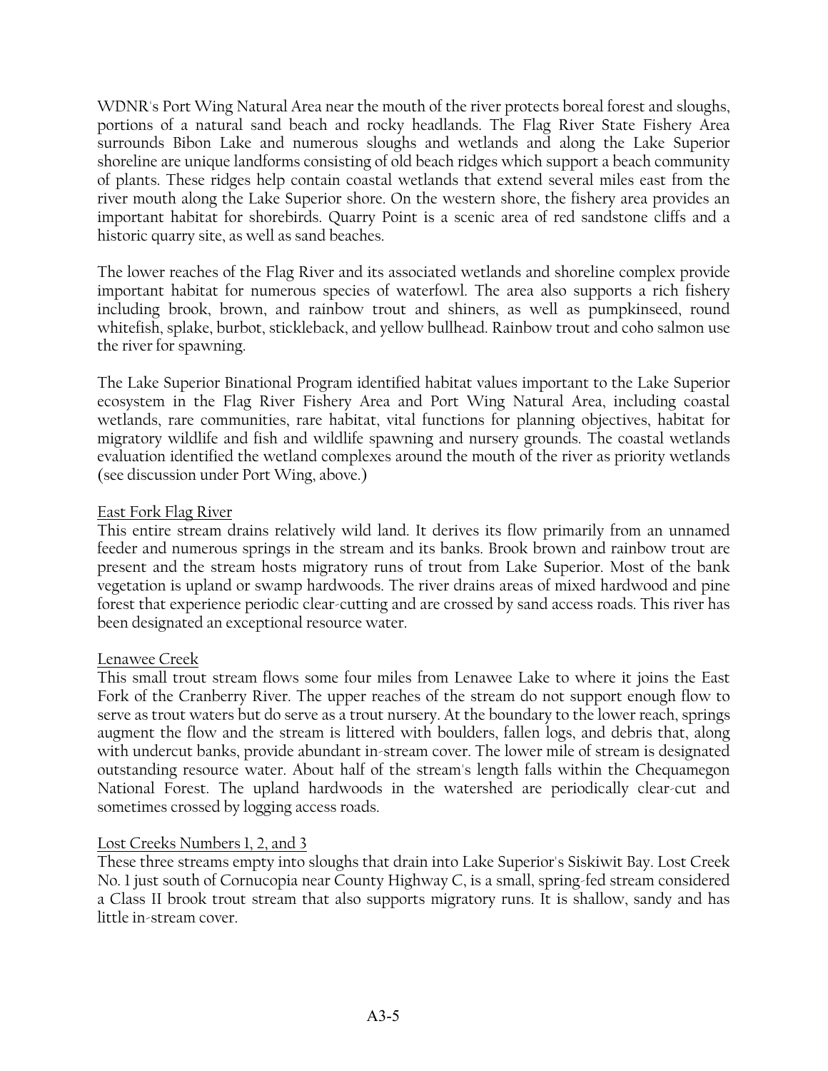WDNR's Port Wing Natural Area near the mouth of the river protects boreal forest and sloughs, portions of a natural sand beach and rocky headlands. The Flag River State Fishery Area surrounds Bibon Lake and numerous sloughs and wetlands and along the Lake Superior shoreline are unique landforms consisting of old beach ridges which support a beach community of plants. These ridges help contain coastal wetlands that extend several miles east from the river mouth along the Lake Superior shore. On the western shore, the fishery area provides an important habitat for shorebirds. Quarry Point is a scenic area of red sandstone cliffs and a historic quarry site, as well as sand beaches.

The lower reaches of the Flag River and its associated wetlands and shoreline complex provide important habitat for numerous species of waterfowl. The area also supports a rich fishery including brook, brown, and rainbow trout and shiners, as well as pumpkinseed, round whitefish, splake, burbot, stickleback, and yellow bullhead. Rainbow trout and coho salmon use the river for spawning.

The Lake Superior Binational Program identified habitat values important to the Lake Superior ecosystem in the Flag River Fishery Area and Port Wing Natural Area, including coastal wetlands, rare communities, rare habitat, vital functions for planning objectives, habitat for migratory wildlife and fish and wildlife spawning and nursery grounds. The coastal wetlands evaluation identified the wetland complexes around the mouth of the river as priority wetlands (see discussion under Port Wing, above.)

East Fork Flag River

This entire stream drains relatively wild land. It derives its flow primarily from an unnamed feeder and numerous springs in the stream and its banks. Brook brown and rainbow trout are present and the stream hosts migratory runs of trout from Lake Superior. Most of the bank vegetation is upland or swamp hardwoods. The river drains areas of mixed hardwood and pine forest that experience periodic clear-cutting and are crossed by sand access roads. This river has been designated an exceptional resource water.

Lenawee Creek

This small trout stream flows some four miles from Lenawee Lake to where it joins the East Fork of the Cranberry River. The upper reaches of the stream do not support enough flow to serve as trout waters but do serve as a trout nursery. At the boundary to the lower reach, springs augment the flow and the stream is littered with boulders, fallen logs, and debris that, along with undercut banks, provide abundant in-stream cover. The lower mile of stream is designated outstanding resource water. About half of the stream's length falls within the Chequamegon National Forest. The upland hardwoods in the watershed are periodically clear-cut and sometimes crossed by logging access roads.

Lost Creeks Numbers 1, 2, and 3

These three streams empty into sloughs that drain into Lake Superior's Siskiwit Bay. Lost Creek No. 1 just south of Cornucopia near County Highway C, is a small, spring-fed stream considered a Class II brook trout stream that also supports migratory runs. It is shallow, sandy and has little in-stream cover.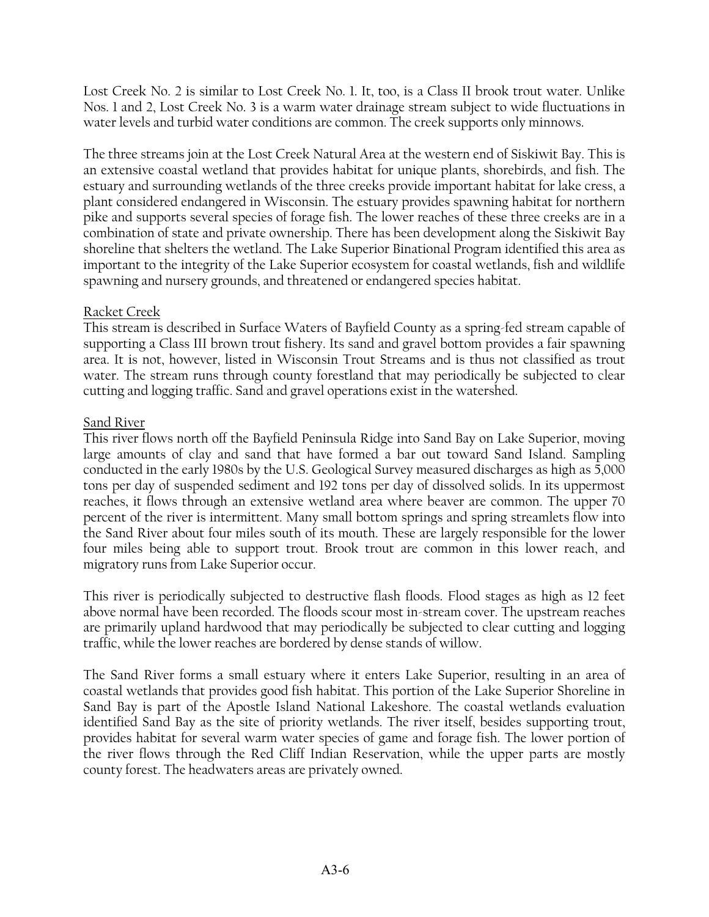Lost Creek No. 2 is similar to Lost Creek No. 1. It, too, is a Class II brook trout water. Unlike Nos. 1 and 2, Lost Creek No. 3 is a warm water drainage stream subject to wide fluctuations in water levels and turbid water conditions are common. The creek supports only minnows.

The three streams join at the Lost Creek Natural Area at the western end of Siskiwit Bay. This is an extensive coastal wetland that provides habitat for unique plants, shorebirds, and fish. The estuary and surrounding wetlands of the three creeks provide important habitat for lake cress, a plant considered endangered in Wisconsin. The estuary provides spawning habitat for northern pike and supports several species of forage fish. The lower reaches of these three creeks are in a combination of state and private ownership. There has been development along the Siskiwit Bay shoreline that shelters the wetland. The Lake Superior Binational Program identified this area as important to the integrity of the Lake Superior ecosystem for coastal wetlands, fish and wildlife spawning and nursery grounds, and threatened or endangered species habitat.

<u>Racket Creek</u>

This stream is described in Surface Waters of Bayfield County as a spring-fed stream capable of supporting a Class III brown trout fishery. Its sand and gravel bottom provides a fair spawning area. It is not, however, listed in Wisconsin Trout Streams and is thus not classified as trout water. The stream runs through county forestland that may periodically be subjected to clear cutting and logging traffic. Sand and gravel operations exist in the watershed.

<u>Sand River</u>

This river flows north off the Bayfield Peninsula Ridge into Sand Bay on Lake Superior, moving large amounts of clay and sand that have formed a bar out toward Sand Island. Sampling conducted in the early 1980s by the U.S. Geological Survey measured discharges as high as 5,000 tons per day of suspended sediment and 192 tons per day of dissolved solids. In its uppermost reaches, it flows through an extensive wetland area where beaver are common. The upper 70 percent of the river is intermittent. Many small bottom springs and spring streamlets flow into the Sand River about four miles south of its mouth. These are largely responsible for the lower four miles being able to support trout. Brook trout are common in this lower reach, and migratory runs from Lake Superior occur.

This river is periodically subjected to destructive flash floods. Flood stages as high as 12 feet above normal have been recorded. The floods scour most in-stream cover. The upstream reaches are primarily upland hardwood that may periodically be subjected to clear cutting and logging traffic, while the lower reaches are bordered by dense stands of willow.

The Sand River forms a small estuary where it enters Lake Superior, resulting in an area of coastal wetlands that provides good fish habitat. This portion of the Lake Superior Shoreline in Sand Bay is part of the Apostle Island National Lakeshore. The coastal wetlands evaluation identified Sand Bay as the site of priority wetlands. The river itself, besides supporting trout, provides habitat for several warm water species of game and forage fish. The lower portion of the river flows through the Red Cliff Indian Reservation, while the upper parts are mostly county forest. The headwaters areas are privately owned.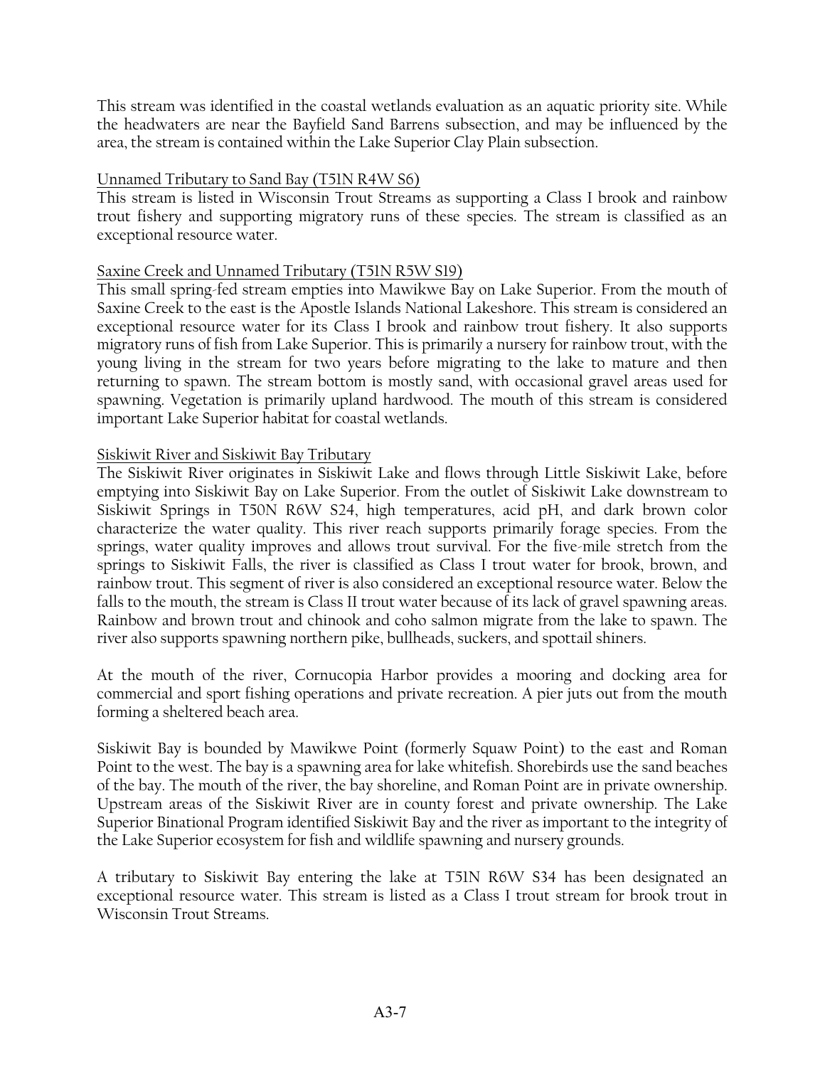This stream was identified in the coastal wetlands evaluation as an aquatic priority site. While the headwaters are near the Bayfield Sand Barrens subsection, and may be influenced by the area, the stream is contained within the Lake Superior Clay Plain subsection.

### Unnamed Tributary to Sand Bay (T51N R4W S6)

This stream is listed in Wisconsin Trout Streams as supporting a Class I brook and rainbow trout fishery and supporting migratory runs of these species. The stream is classified as an exceptional resource water.

### Saxine Creek and Unnamed Tributary (T51N R5W S19)

This small spring-fed stream empties into Mawikwe Bay on Lake Superior. From the mouth of Saxine Creek to the east is the Apostle Islands National Lakeshore. This stream is considered an exceptional resource water for its Class I brook and rainbow trout fishery. It also supports migratory runs of fish from Lake Superior. This is primarily a nursery for rainbow trout, with the young living in the stream for two years before migrating to the lake to mature and then returning to spawn. The stream bottom is mostly sand, with occasional gravel areas used for spawning. Vegetation is primarily upland hardwood. The mouth of this stream is considered important Lake Superior habitat for coastal wetlands.

### Siskiwit River and Siskiwit Bay Tributary

The Siskiwit River originates in Siskiwit Lake and flows through Little Siskiwit Lake, before emptying into Siskiwit Bay on Lake Superior. From the outlet of Siskiwit Lake downstream to Siskiwit Springs in T50N R6W S24, high temperatures, acid pH, and dark brown color characterize the water quality. This river reach supports primarily forage species. From the springs, water quality improves and allows trout survival. For the five-mile stretch from the springs to Siskiwit Falls, the river is classified as Class I trout water for brook, brown, and rainbow trout. This segment of river is also considered an exceptional resource water. Below the falls to the mouth, the stream is Class II trout water because of its lack of gravel spawning areas. Rainbow and brown trout and chinook and coho salmon migrate from the lake to spawn. The river also supports spawning northern pike, bullheads, suckers, and spottail shiners.

At the mouth of the river, Cornucopia Harbor provides a mooring and docking area for commercial and sport fishing operations and private recreation. A pier juts out from the mouth forming a sheltered beach area.

Siskiwit Bay is bounded by Mawikwe Point (formerly Squaw Point) to the east and Roman Point to the west. The bay is a spawning area for lake whitefish. Shorebirds use the sand beaches of the bay. The mouth of the river, the bay shoreline, and Roman Point are in private ownership. Upstream areas of the Siskiwit River are in county forest and private ownership. The Lake Superior Binational Program identified Siskiwit Bay and the river as important to the integrity of the Lake Superior ecosystem for fish and wildlife spawning and nursery grounds.

A tributary to Siskiwit Bay entering the lake at T51N R6W S34 has been designated an exceptional resource water. This stream is listed as a Class I trout stream for brook trout in Wisconsin Trout Streams.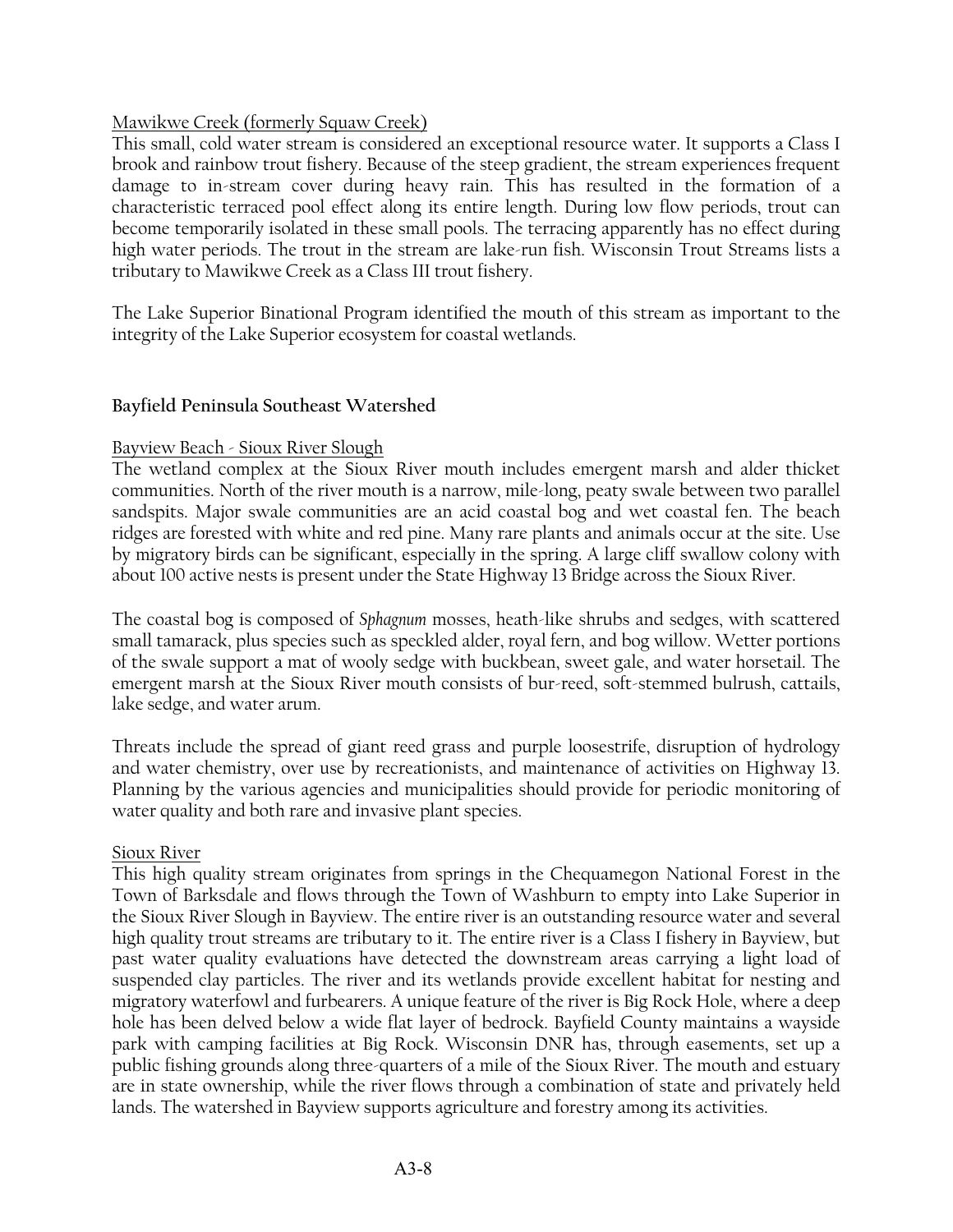Mawikwe Creek (formerly Squaw Creek)

This small, cold water stream is considered an exceptional resource water. It supports a Class I brook and rainbow trout fishery. Because of the steep gradient, the stream experiences frequent damage to in-stream cover during heavy rain. This has resulted in the formation of a characteristic terraced pool effect along its entire length. During low flow periods, trout can become temporarily isolated in these small pools. The terracing apparently has no effect during high water periods. The trout in the stream are lake-run fish. Wisconsin Trout Streams lists a tributary to Mawikwe Creek as a Class III trout fishery.

The Lake Superior Binational Program identified the mouth of this stream as important to the integrity of the Lake Superior ecosystem for coastal wetlands.

## Bayfield Peninsula Southeast Watershed

Bayview Beach - Sioux River Slough

The wetland complex at the Sioux River mouth includes emergent marsh and alder thicket communities. North of the river mouth is a narrow, mile-long, peaty swale between two parallel sandspits. Major swale communities are an acid coastal bog and wet coastal fen. The beach ridges are forested with white and red pine. Many rare plants and animals occur at the site. Use by migratory birds can be significant, especially in the spring. A large cliff swallow colony with about 100 active nests is present under the State Highway 13 Bridge across the Sioux River.

The coastal bog is composed of *Sphagnum* mosses, heath-like shrubs and sedges, with scattered small tamarack, plus species such as speckled alder, royal fern, and bog willow. Wetter portions of the swale support a mat of wooly sedge with buckbean, sweet gale, and water horsetail. The emergent marsh at the Sioux River mouth consists of bur-reed, soft-stemmed bulrush, cattails, lake sedge, and water arum.

Threats include the spread of giant reed grass and purple loosestrife, disruption of hydrology and water chemistry, over use by recreationists, and maintenance of activities on Highway 13. Planning by the various agencies and municipalities should provide for periodic monitoring of water quality and both rare and invasive plant species.

Sioux River

This high quality stream originates from springs in the Chequamegon National Forest in the Town of Barksdale and flows through the Town of Washburn to empty into Lake Superior in the Sioux River Slough in Bayview. The entire river is an outstanding resource water and several high quality trout streams are tributary to it. The entire river is a Class I fishery in Bayview, but past water quality evaluations have detected the downstream areas carrying a light load of suspended clay particles. The river and its wetlands provide excellent habitat for nesting and migratory waterfowl and furbearers. A unique feature of the river is Big Rock Hole, where a deep hole has been delved below a wide flat layer of bedrock. Bayfield County maintains a wayside park with camping facilities at Big Rock. Wisconsin DNR has, through easements, set up a public fishing grounds along three-quarters of a mile of the Sioux River. The mouth and estuary are in state ownership, while the river flows through a combination of state and privately held lands. The watershed in Bayview supports agriculture and forestry among its activities.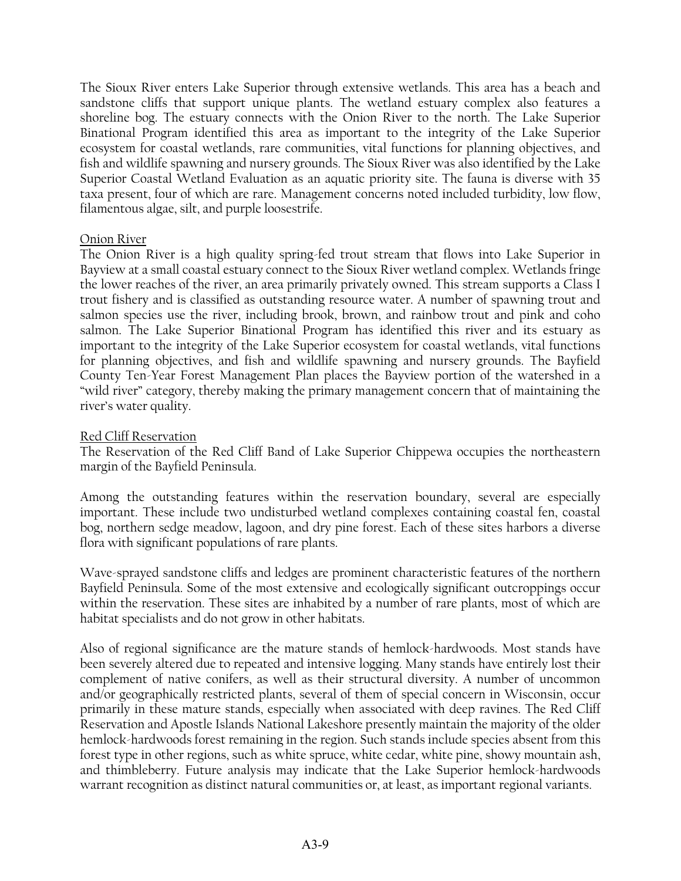The Sioux River enters Lake Superior through extensive wetlands. This area has a beach and sandstone cliffs that support unique plants. The wetland estuary complex also features a shoreline bog. The estuary connects with the Onion River to the north. The Lake Superior Binational Program identified this area as important to the integrity of the Lake Superior ecosystem for coastal wetlands, rare communities, vital functions for planning objectives, and fish and wildlife spawning and nursery grounds. The Sioux River was also identified by the Lake Superior Coastal Wetland Evaluation as an aquatic priority site. The fauna is diverse with 35 taxa present, four of which are rare. Management concerns noted included turbidity, low flow, filamentous algae, silt, and purple loosestrife.

<u>Onion River</u>

The Onion River is a high quality spring-fed trout stream that flows into Lake Superior in Bayview at a small coastal estuary connect to the Sioux River wetland complex. Wetlands fringe the lower reaches of the river, an area primarily privately owned. This stream supports a Class I trout fishery and is classified as outstanding resource water. A number of spawning trout and salmon species use the river, including brook, brown, and rainbow trout and pink and coho salmon. The Lake Superior Binational Program has identified this river and its estuary as important to the integrity of the Lake Superior ecosystem for coastal wetlands, vital functions for planning objectives, and fish and wildlife spawning and nursery grounds. The Bayfield County Ten-Year Forest Management Plan places the Bayview portion of the watershed in a "wild river" category, thereby making the primary management concern that of maintaining the river's water quality.

<u>Red Cliff Reservation</u>

The Reservation of the Red Cliff Band of Lake Superior Chippewa occupies the northeastern margin of the Bayfield Peninsula.

Among the outstanding features within the reservation boundary, several are especially important. These include two undisturbed wetland complexes containing coastal fen, coastal bog, northern sedge meadow, lagoon, and dry pine forest. Each of these sites harbors a diverse flora with significant populations of rare plants.

Wave-sprayed sandstone cliffs and ledges are prominent characteristic features of the northern Bayfield Peninsula. Some of the most extensive and ecologically significant outcroppings occur within the reservation. These sites are inhabited by a number of rare plants, most of which are habitat specialists and do not grow in other habitats.

Also of regional significance are the mature stands of hemlock-hardwoods. Most stands have been severely altered due to repeated and intensive logging. Many stands have entirely lost their complement of native conifers, as well as their structural diversity. A number of uncommon and/or geographically restricted plants, several of them of special concern in Wisconsin, occur primarily in these mature stands, especially when associated with deep ravines. The Red Cliff Reservation and Apostle Islands National Lakeshore presently maintain the majority of the older hemlock-hardwoods forest remaining in the region. Such stands include species absent from this forest type in other regions, such as white spruce, white cedar, white pine, showy mountain ash, and thimbleberry. Future analysis may indicate that the Lake Superior hemlock-hardwoods warrant recognition as distinct natural communities or, at least, as important regional variants.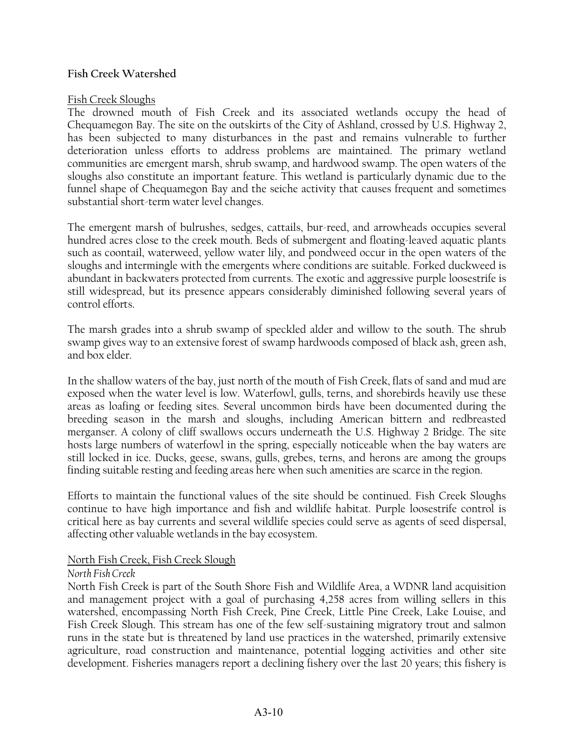**Fish Creek Watershed**

Fish Creek Sloughs

The drowned mouth of Fish Creek and its associated wetlands occupy the head of Chequamegon Bay. The site on the outskirts of the City of Ashland, crossed by U.S. Highway 2, has been subjected to many disturbances in the past and remains vulnerable to further deterioration unless efforts to address problems are maintained. The primary wetland communities are emergent marsh, shrub swamp, and hardwood swamp. The open waters of the sloughs also constitute an important feature. This wetland is particularly dynamic due to the funnel shape of Chequamegon Bay and the seiche activity that causes frequent and sometimes substantial short-term water level changes.

The emergent marsh of bulrushes, sedges, cattails, bur-reed, and arrowheads occupies several hundred acres close to the creek mouth. Beds of submergent and floating-leaved aquatic plants such as coontail, waterweed, yellow water lily, and pondweed occur in the open waters of the sloughs and intermingle with the emergents where conditions are suitable. Forked duckweed is abundant in backwaters protected from currents. The exotic and aggressive purple loosestrife is still widespread, but its presence appears considerably diminished following several years of control efforts.

The marsh grades into a shrub swamp of speckled alder and willow to the south. The shrub swamp gives way to an extensive forest of swamp hardwoods composed of black ash, green ash, and box elder.

In the shallow waters of the bay, just north of the mouth of Fish Creek, flats of sand and mud are exposed when the water level is low. Waterfowl, gulls, terns, and shorebirds heavily use these areas as loafing or feeding sites. Several uncommon birds have been documented during the breeding season in the marsh and sloughs, including American bittern and redbreasted merganser. A colony of cliff swallows occurs underneath the U.S. Highway 2 Bridge. The site hosts large numbers of waterfowl in the spring, especially noticeable when the bay waters are still locked in ice. Ducks, geese, swans, gulls, grebes, terns, and herons are among the groups finding suitable resting and feeding areas here when such amenities are scarce in the region.

Efforts to maintain the functional values of the site should be continued. Fish Creek Sloughs continue to have high importance and fish and wildlife habitat. Purple loosestrife control is critical here as bay currents and several wildlife species could serve as agents of seed dispersal, affecting other valuable wetlands in the bay ecosystem.

North Fish Creek, Fish Creek Slough

*North Fish Creek*

North Fish Creek is part of the South Shore Fish and Wildlife Area, a WDNR land acquisition and management project with a goal of purchasing 4,258 acres from willing sellers in this watershed, encompassing North Fish Creek, Pine Creek, Little Pine Creek, Lake Louise, and Fish Creek Slough. This stream has one of the few self-sustaining migratory trout and salmon runs in the state but is threatened by land use practices in the watershed, primarily extensive agriculture, road construction and maintenance, potential logging activities and other site development. Fisheries managers report a declining fishery over the last 20 years; this fishery is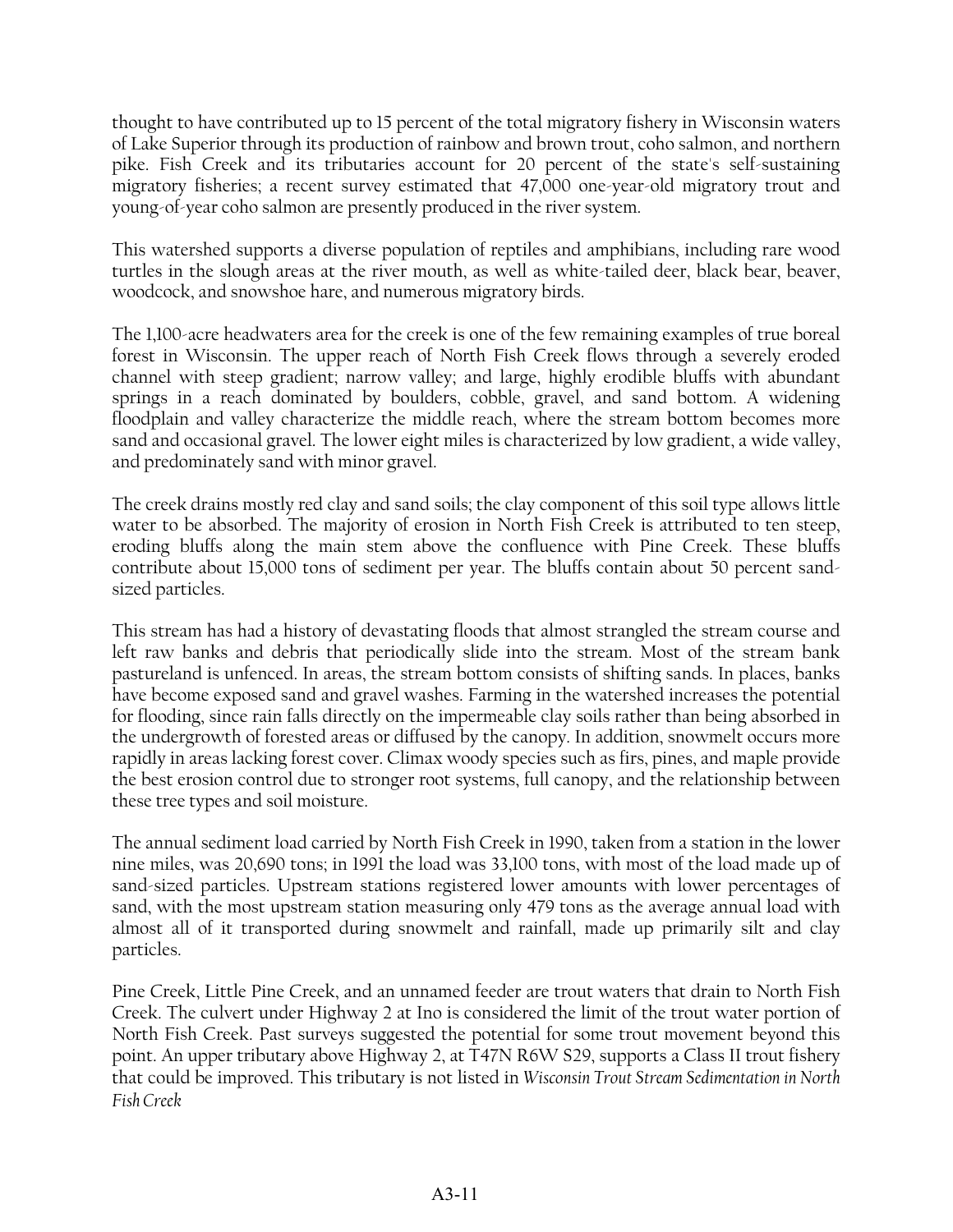thought to have contributed up to 15 percent of the total migratory fishery in Wisconsin waters of Lake Superior through its production of rainbow and brown trout, coho salmon, and northern pike. Fish Creek and its tributaries account for 20 percent of the state's self-sustaining migratory fisheries; a recent survey estimated that 47,000 one-year-old migratory trout and young-of-year coho salmon are presently produced in the river system.

This watershed supports a diverse population of reptiles and amphibians, including rare wood turtles in the slough areas at the river mouth, as well as white-tailed deer, black bear, beaver, woodcock, and snowshoe hare, and numerous migratory birds.

The 1,100-acre headwaters area for the creek is one of the few remaining examples of true boreal forest in Wisconsin. The upper reach of North Fish Creek flows through a severely eroded channel with steep gradient; narrow valley; and large, highly erodible bluffs with abundant springs in a reach dominated by boulders, cobble, gravel, and sand bottom. A widening floodplain and valley characterize the middle reach, where the stream bottom becomes more sand and occasional gravel. The lower eight miles is characterized by low gradient, a wide valley, and predominately sand with minor gravel.

The creek drains mostly red clay and sand soils; the clay component of this soil type allows little water to be absorbed. The majority of erosion in North Fish Creek is attributed to ten steep, eroding bluffs along the main stem above the confluence with Pine Creek. These bluffs contribute about 15,000 tons of sediment per year. The bluffs contain about 50 percent sand-sized particles.

This stream has had a history of devastating floods that almost strangled the stream course and left raw banks and debris that periodically slide into the stream. Most of the stream bank pastureland is unfenced. In areas, the stream bottom consists of shifting sands. In places, banks have become exposed sand and gravel washes. Farming in the watershed increases the potential for flooding, since rain falls directly on the impermeable clay soils rather than being absorbed in the undergrowth of forested areas or diffused by the canopy. In addition, snowmelt occurs more rapidly in areas lacking forest cover. Climax woody species such as firs, pines, and maple provide the best erosion control due to stronger root systems, full canopy, and the relationship between these tree types and soil moisture.

The annual sediment load carried by North Fish Creek in 1990, taken from a station in the lower nine miles, was 20,690 tons; in 1991 the load was 33,100 tons, with most of the load made up of sand-sized particles. Upstream stations registered lower amounts with lower percentages of sand, with the most upstream station measuring only 479 tons as the average annual load with almost all of it transported during snowmelt and rainfall, made up primarily silt and clay particles.

Pine Creek, Little Pine Creek, and an unnamed feeder are trout waters that drain to North Fish Creek. The culvert under Highway 2 at Ino is considered the limit of the trout water portion of North Fish Creek. Past surveys suggested the potential for some trout movement beyond this point. An upper tributary above Highway 2, at T47N R6W S29, supports a Class II trout fishery that could be improved. This tributary is not listed in *Wisconsin Trout Stream Sedimentation in North Fish Creek*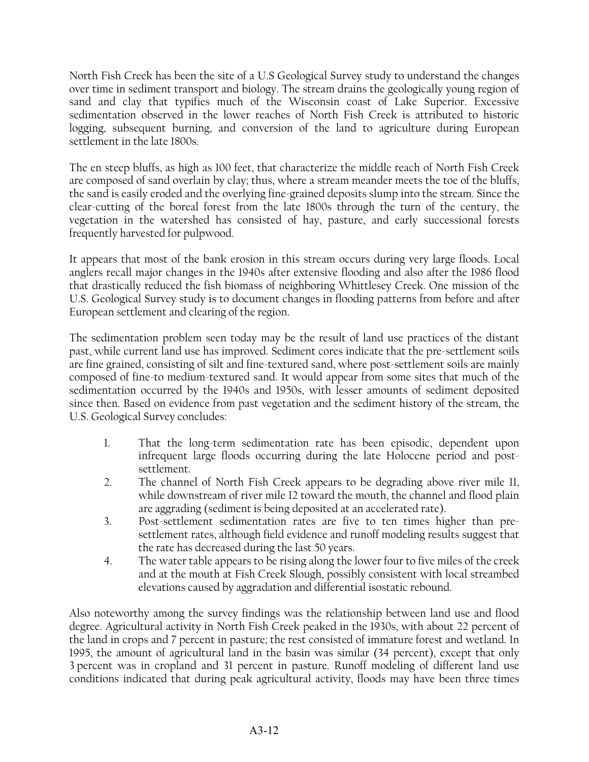North Fish Creek has been the site of a U.S Geological Survey study to understand the changes over time in sediment transport and biology. The stream drains the geologically young region of sand and clay that typifies much of the Wisconsin coast of Lake Superior. Excessive sedimentation observed in the lower reaches of North Fish Creek is attributed to historic logging, subsequent burning, and conversion of the land to agriculture during European settlement in the late 1800s.

The en steep bluffs, as high as 100 feet, that characterize the middle reach of North Fish Creek are composed of sand overlain by clay; thus, where a stream meander meets the toe of the bluffs, the sand is easily eroded and the overlying fine-grained deposits slump into the stream. Since the clear-cutting of the boreal forest from the late 1800s through the turn of the century, the vegetation in the watershed has consisted of hay, pasture, and early successional forests frequently harvested for pulpwood.

It appears that most of the bank erosion in this stream occurs during very large floods. Local anglers recall major changes in the 1940s after extensive flooding and also after the 1986 flood that drastically reduced the fish biomass of neighboring Whittlesey Creek. One mission of the U.S. Geological Survey study is to document changes in flooding patterns from before and after European settlement and clearing of the region.

The sedimentation problem seen today may be the result of land use practices of the distant past, while current land use has improved. Sediment cores indicate that the pre-settlement soils are fine grained, consisting of silt and fine-textured sand, where post-settlement soils are mainly composed of fine-to medium-textured sand. It would appear from some sites that much of the sedimentation occurred by the 1940s and 1950s, with lesser amounts of sediment deposited since then. Based on evidence from past vegetation and the sediment history of the stream, the U.S. Geological Survey concludes:

1. That the long-term sedimentation rate has been episodic, dependent upon infrequent large floods occurring during the late Holocene period and post-settlement.
2. The channel of North Fish Creek appears to be degrading above river mile 11, while downstream of river mile 12 toward the mouth, the channel and flood plain are aggrading (sediment is being deposited at an accelerated rate).
3. Post-settlement sedimentation rates are five to ten times higher than pre-settlement rates, although field evidence and runoff modeling results suggest that the rate has decreased during the last 50 years.
4. The water table appears to be rising along the lower four to five miles of the creek and at the mouth at Fish Creek Slough, possibly consistent with local streambed elevations caused by aggradation and differential isostatic rebound.

Also noteworthy among the survey findings was the relationship between land use and flood degree. Agricultural activity in North Fish Creek peaked in the 1930s, with about 22 percent of the land in crops and 7 percent in pasture; the rest consisted of immature forest and wetland. In 1995, the amount of agricultural land in the basin was similar (34 percent), except that only 3 percent was in cropland and 31 percent in pasture. Runoff modeling of different land use conditions indicated that during peak agricultural activity, floods may have been three times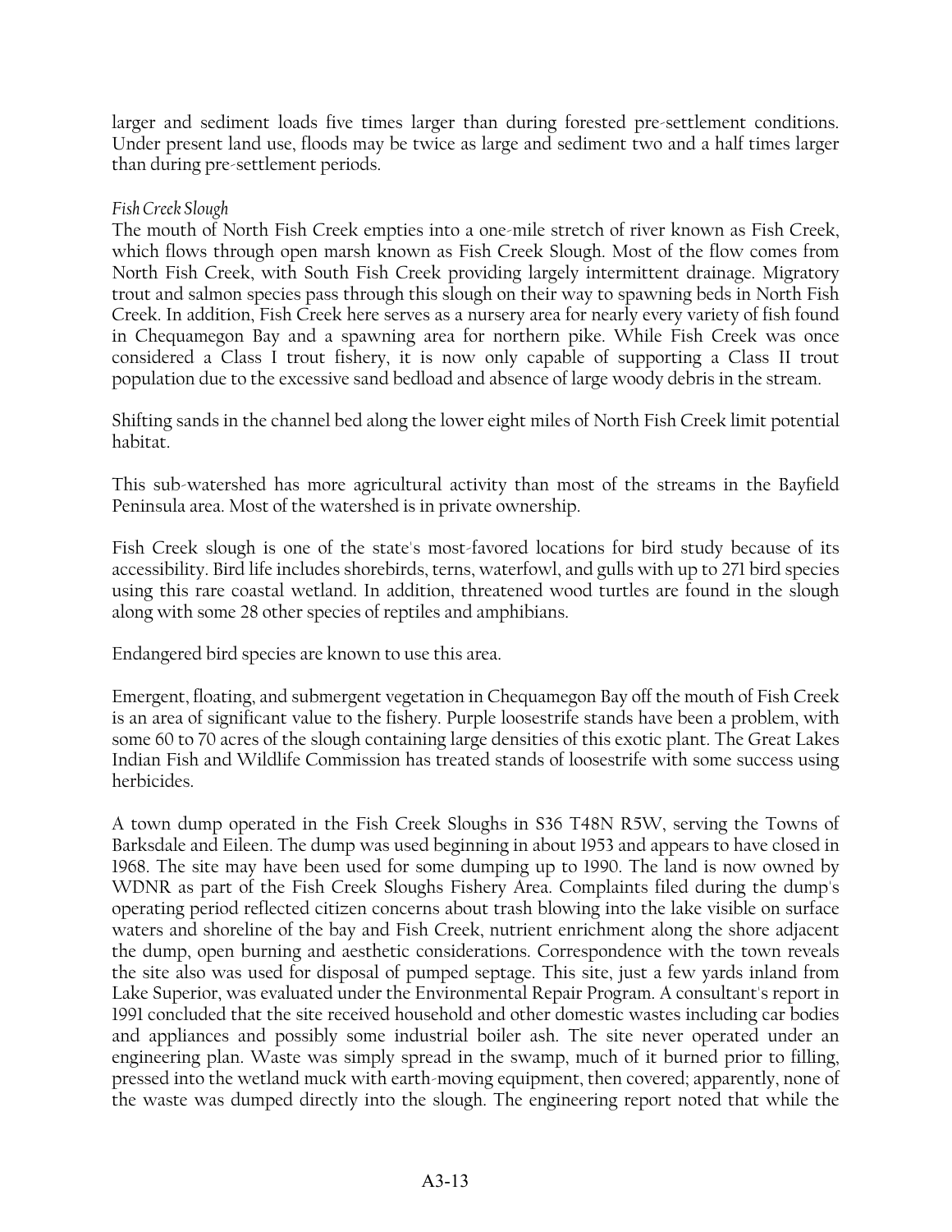larger and sediment loads five times larger than during forested pre-settlement conditions. Under present land use, floods may be twice as large and sediment two and a half times larger than during pre-settlement periods.

*Fish Creek Slough*

The mouth of North Fish Creek empties into a one-mile stretch of river known as Fish Creek, which flows through open marsh known as Fish Creek Slough. Most of the flow comes from North Fish Creek, with South Fish Creek providing largely intermittent drainage. Migratory trout and salmon species pass through this slough on their way to spawning beds in North Fish Creek. In addition, Fish Creek here serves as a nursery area for nearly every variety of fish found in Chequamegon Bay and a spawning area for northern pike. While Fish Creek was once considered a Class I trout fishery, it is now only capable of supporting a Class II trout population due to the excessive sand bedload and absence of large woody debris in the stream.

Shifting sands in the channel bed along the lower eight miles of North Fish Creek limit potential habitat.

This sub-watershed has more agricultural activity than most of the streams in the Bayfield Peninsula area. Most of the watershed is in private ownership.

Fish Creek slough is one of the state's most-favored locations for bird study because of its accessibility. Bird life includes shorebirds, terns, waterfowl, and gulls with up to 271 bird species using this rare coastal wetland. In addition, threatened wood turtles are found in the slough along with some 28 other species of reptiles and amphibians.

Endangered bird species are known to use this area.

Emergent, floating, and submergent vegetation in Chequamegon Bay off the mouth of Fish Creek is an area of significant value to the fishery. Purple loosestrife stands have been a problem, with some 60 to 70 acres of the slough containing large densities of this exotic plant. The Great Lakes Indian Fish and Wildlife Commission has treated stands of loosestrife with some success using herbicides.

A town dump operated in the Fish Creek Sloughs in S36 T48N R5W, serving the Towns of Barksdale and Eileen. The dump was used beginning in about 1953 and appears to have closed in 1968. The site may have been used for some dumping up to 1990. The land is now owned by WDNR as part of the Fish Creek Sloughs Fishery Area. Complaints filed during the dump's operating period reflected citizen concerns about trash blowing into the lake visible on surface waters and shoreline of the bay and Fish Creek, nutrient enrichment along the shore adjacent the dump, open burning and aesthetic considerations. Correspondence with the town reveals the site also was used for disposal of pumped septage. This site, just a few yards inland from Lake Superior, was evaluated under the Environmental Repair Program. A consultant's report in 1991 concluded that the site received household and other domestic wastes including car bodies and appliances and possibly some industrial boiler ash. The site never operated under an engineering plan. Waste was simply spread in the swamp, much of it burned prior to filling, pressed into the wetland muck with earth-moving equipment, then covered; apparently, none of the waste was dumped directly into the slough. The engineering report noted that while the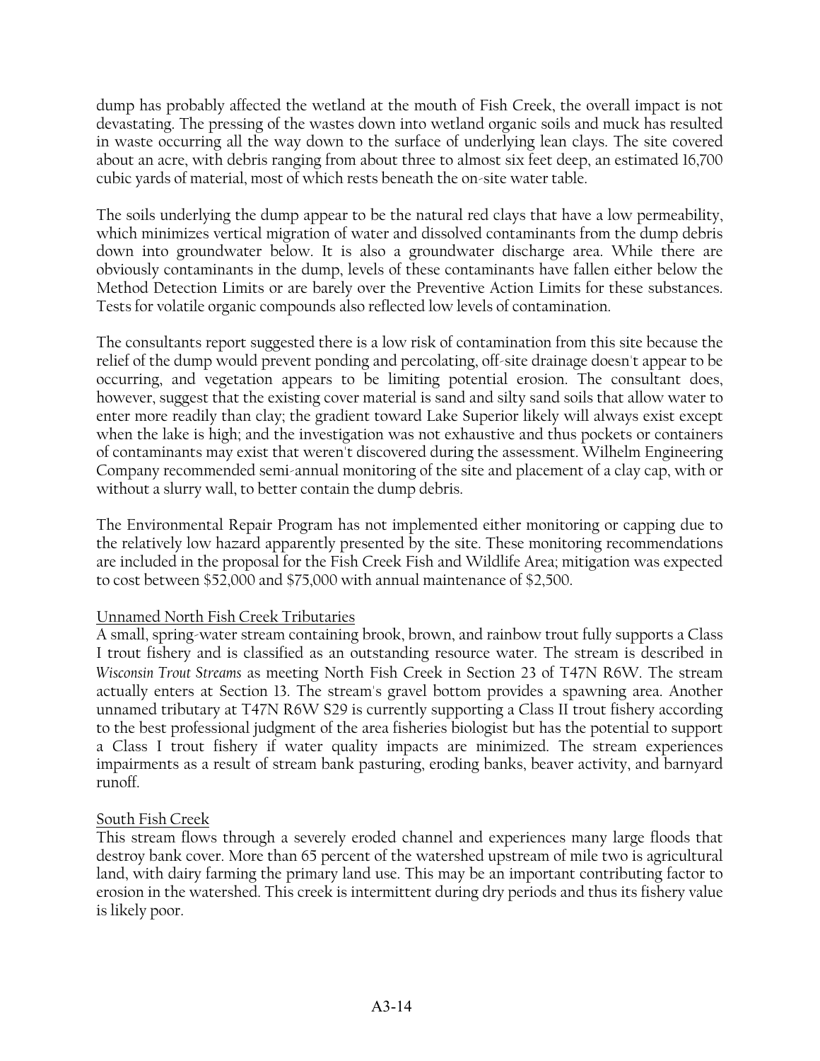dump has probably affected the wetland at the mouth of Fish Creek, the overall impact is not devastating. The pressing of the wastes down into wetland organic soils and muck has resulted in waste occurring all the way down to the surface of underlying lean clays. The site covered about an acre, with debris ranging from about three to almost six feet deep, an estimated 16,700 cubic yards of material, most of which rests beneath the on-site water table.

The soils underlying the dump appear to be the natural red clays that have a low permeability, which minimizes vertical migration of water and dissolved contaminants from the dump debris down into groundwater below. It is also a groundwater discharge area. While there are obviously contaminants in the dump, levels of these contaminants have fallen either below the Method Detection Limits or are barely over the Preventive Action Limits for these substances. Tests for volatile organic compounds also reflected low levels of contamination.

The consultants report suggested there is a low risk of contamination from this site because the relief of the dump would prevent ponding and percolating, off-site drainage doesn't appear to be occurring, and vegetation appears to be limiting potential erosion. The consultant does, however, suggest that the existing cover material is sand and silty sand soils that allow water to enter more readily than clay; the gradient toward Lake Superior likely will always exist except when the lake is high; and the investigation was not exhaustive and thus pockets or containers of contaminants may exist that weren't discovered during the assessment. Wilhelm Engineering Company recommended semi-annual monitoring of the site and placement of a clay cap, with or without a slurry wall, to better contain the dump debris.

The Environmental Repair Program has not implemented either monitoring or capping due to the relatively low hazard apparently presented by the site. These monitoring recommendations are included in the proposal for the Fish Creek Fish and Wildlife Area; mitigation was expected to cost between $52,000 and $75,000 with annual maintenance of $2,500.

Unnamed North Fish Creek Tributaries

A small, spring-water stream containing brook, brown, and rainbow trout fully supports a Class I trout fishery and is classified as an outstanding resource water. The stream is described in *Wisconsin Trout Streams* as meeting North Fish Creek in Section 23 of T47N R6W. The stream actually enters at Section 13. The stream's gravel bottom provides a spawning area. Another unnamed tributary at T47N R6W S29 is currently supporting a Class II trout fishery according to the best professional judgment of the area fisheries biologist but has the potential to support a Class I trout fishery if water quality impacts are minimized. The stream experiences impairments as a result of stream bank pasturing, eroding banks, beaver activity, and barnyard runoff.

South Fish Creek

This stream flows through a severely eroded channel and experiences many large floods that destroy bank cover. More than 65 percent of the watershed upstream of mile two is agricultural land, with dairy farming the primary land use. This may be an important contributing factor to erosion in the watershed. This creek is intermittent during dry periods and thus its fishery value is likely poor.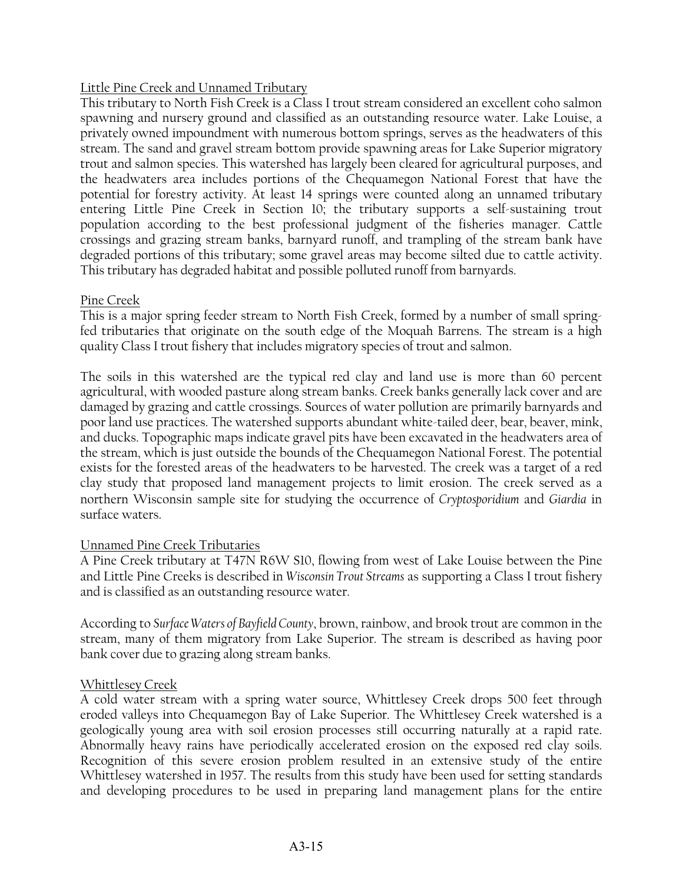### Little Pine Creek and Unnamed Tributary

This tributary to North Fish Creek is a Class I trout stream considered an excellent coho salmon spawning and nursery ground and classified as an outstanding resource water. Lake Louise, a privately owned impoundment with numerous bottom springs, serves as the headwaters of this stream. The sand and gravel stream bottom provide spawning areas for Lake Superior migratory trout and salmon species. This watershed has largely been cleared for agricultural purposes, and the headwaters area includes portions of the Chequamegon National Forest that have the potential for forestry activity. At least 14 springs were counted along an unnamed tributary entering Little Pine Creek in Section 10; the tributary supports a self-sustaining trout population according to the best professional judgment of the fisheries manager. Cattle crossings and grazing stream banks, barnyard runoff, and trampling of the stream bank have degraded portions of this tributary; some gravel areas may become silted due to cattle activity. This tributary has degraded habitat and possible polluted runoff from barnyards.

### Pine Creek

This is a major spring feeder stream to North Fish Creek, formed by a number of small spring-fed tributaries that originate on the south edge of the Moquah Barrens. The stream is a high quality Class I trout fishery that includes migratory species of trout and salmon.

The soils in this watershed are the typical red clay and land use is more than 60 percent agricultural, with wooded pasture along stream banks. Creek banks generally lack cover and are damaged by grazing and cattle crossings. Sources of water pollution are primarily barnyards and poor land use practices. The watershed supports abundant white-tailed deer, bear, beaver, mink, and ducks. Topographic maps indicate gravel pits have been excavated in the headwaters area of the stream, which is just outside the bounds of the Chequamegon National Forest. The potential exists for the forested areas of the headwaters to be harvested. The creek was a target of a red clay study that proposed land management projects to limit erosion. The creek served as a northern Wisconsin sample site for studying the occurrence of *Cryptosporidium* and *Giardia* in surface waters.

### Unnamed Pine Creek Tributaries

A Pine Creek tributary at T47N R6W S10, flowing from west of Lake Louise between the Pine and Little Pine Creeks is described in *Wisconsin Trout Streams* as supporting a Class I trout fishery and is classified as an outstanding resource water.

According to *Surface Waters of Bayfield County*, brown, rainbow, and brook trout are common in the stream, many of them migratory from Lake Superior. The stream is described as having poor bank cover due to grazing along stream banks.

### Whittlesey Creek

A cold water stream with a spring water source, Whittlesey Creek drops 500 feet through eroded valleys into Chequamegon Bay of Lake Superior. The Whittlesey Creek watershed is a geologically young area with soil erosion processes still occurring naturally at a rapid rate. Abnormally heavy rains have periodically accelerated erosion on the exposed red clay soils. Recognition of this severe erosion problem resulted in an extensive study of the entire Whittlesey watershed in 1957. The results from this study have been used for setting standards and developing procedures to be used in preparing land management plans for the entire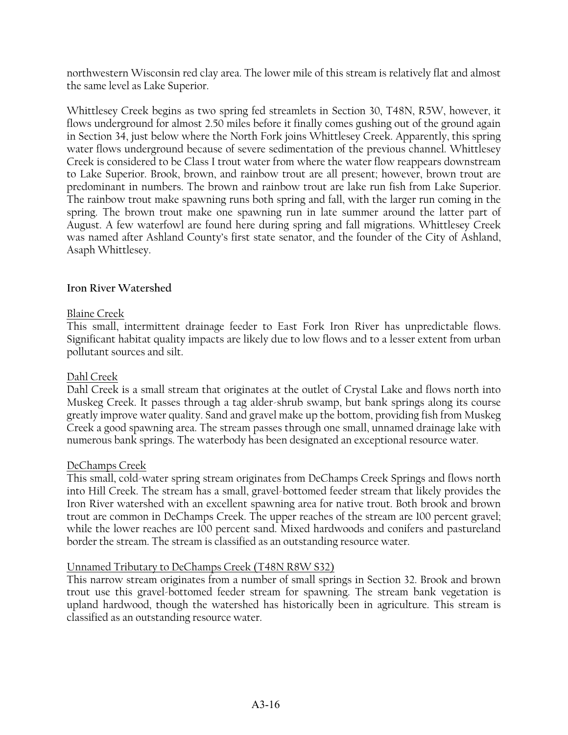northwestern Wisconsin red clay area. The lower mile of this stream is relatively flat and almost the same level as Lake Superior.

Whittlesey Creek begins as two spring fed streamlets in Section 30, T48N, R5W, however, it flows underground for almost 2.50 miles before it finally comes gushing out of the ground again in Section 34, just below where the North Fork joins Whittlesey Creek. Apparently, this spring water flows underground because of severe sedimentation of the previous channel. Whittlesey Creek is considered to be Class I trout water from where the water flow reappears downstream to Lake Superior. Brook, brown, and rainbow trout are all present; however, brown trout are predominant in numbers. The brown and rainbow trout are lake run fish from Lake Superior. The rainbow trout make spawning runs both spring and fall, with the larger run coming in the spring. The brown trout make one spawning run in late summer around the latter part of August. A few waterfowl are found here during spring and fall migrations. Whittlesey Creek was named after Ashland County's first state senator, and the founder of the City of Ashland, Asaph Whittlesey.

### Iron River Watershed

#### Blaine Creek

This small, intermittent drainage feeder to East Fork Iron River has unpredictable flows. Significant habitat quality impacts are likely due to low flows and to a lesser extent from urban pollutant sources and silt.

#### Dahl Creek

Dahl Creek is a small stream that originates at the outlet of Crystal Lake and flows north into Muskeg Creek. It passes through a tag alder-shrub swamp, but bank springs along its course greatly improve water quality. Sand and gravel make up the bottom, providing fish from Muskeg Creek a good spawning area. The stream passes through one small, unnamed drainage lake with numerous bank springs. The waterbody has been designated an exceptional resource water.

#### DeChamps Creek

This small, cold-water spring stream originates from DeChamps Creek Springs and flows north into Hill Creek. The stream has a small, gravel-bottomed feeder stream that likely provides the Iron River watershed with an excellent spawning area for native trout. Both brook and brown trout are common in DeChamps Creek. The upper reaches of the stream are 100 percent gravel; while the lower reaches are 100 percent sand. Mixed hardwoods and conifers and pastureland border the stream. The stream is classified as an outstanding resource water.

#### Unnamed Tributary to DeChamps Creek (T48N R8W S32)

This narrow stream originates from a number of small springs in Section 32. Brook and brown trout use this gravel-bottomed feeder stream for spawning. The stream bank vegetation is upland hardwood, though the watershed has historically been in agriculture. This stream is classified as an outstanding resource water.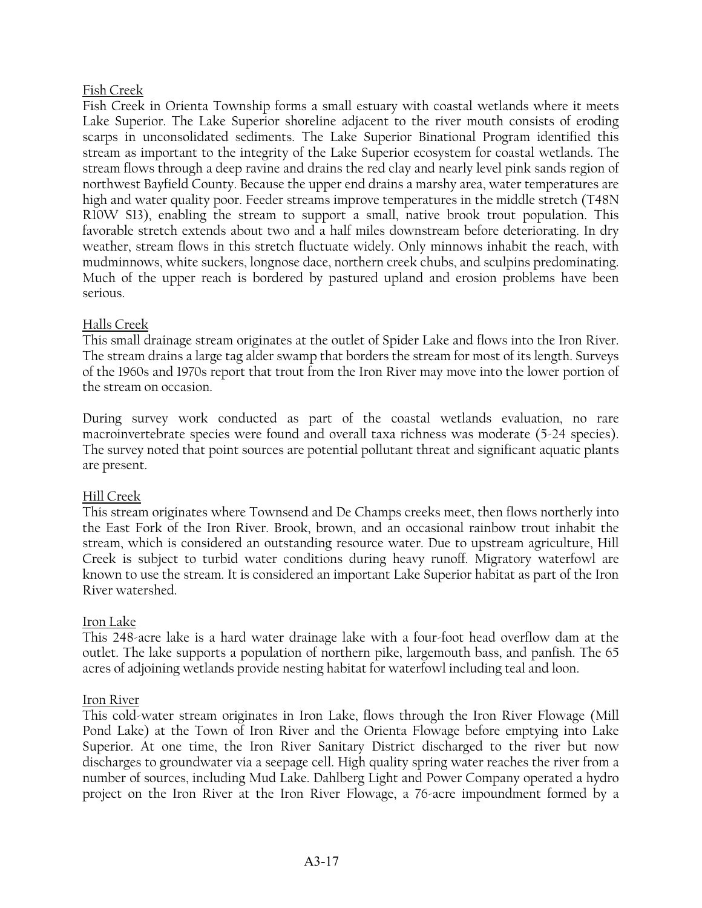Fish Creek

Fish Creek in Orienta Township forms a small estuary with coastal wetlands where it meets Lake Superior. The Lake Superior shoreline adjacent to the river mouth consists of eroding scarps in unconsolidated sediments. The Lake Superior Binational Program identified this stream as important to the integrity of the Lake Superior ecosystem for coastal wetlands. The stream flows through a deep ravine and drains the red clay and nearly level pink sands region of northwest Bayfield County. Because the upper end drains a marshy area, water temperatures are high and water quality poor. Feeder streams improve temperatures in the middle stretch (T48N R10W S13), enabling the stream to support a small, native brook trout population. This favorable stretch extends about two and a half miles downstream before deteriorating. In dry weather, stream flows in this stretch fluctuate widely. Only minnows inhabit the reach, with mudminnows, white suckers, longnose dace, northern creek chubs, and sculpins predominating. Much of the upper reach is bordered by pastured upland and erosion problems have been serious.

Halls Creek

This small drainage stream originates at the outlet of Spider Lake and flows into the Iron River. The stream drains a large tag alder swamp that borders the stream for most of its length. Surveys of the 1960s and 1970s report that trout from the Iron River may move into the lower portion of the stream on occasion.

During survey work conducted as part of the coastal wetlands evaluation, no rare macroinvertebrate species were found and overall taxa richness was moderate (5-24 species). The survey noted that point sources are potential pollutant threat and significant aquatic plants are present.

Hill Creek

This stream originates where Townsend and De Champs creeks meet, then flows northerly into the East Fork of the Iron River. Brook, brown, and an occasional rainbow trout inhabit the stream, which is considered an outstanding resource water. Due to upstream agriculture, Hill Creek is subject to turbid water conditions during heavy runoff. Migratory waterfowl are known to use the stream. It is considered an important Lake Superior habitat as part of the Iron River watershed.

Iron Lake

This 248-acre lake is a hard water drainage lake with a four-foot head overflow dam at the outlet. The lake supports a population of northern pike, largemouth bass, and panfish. The 65 acres of adjoining wetlands provide nesting habitat for waterfowl including teal and loon.

Iron River

This cold-water stream originates in Iron Lake, flows through the Iron River Flowage (Mill Pond Lake) at the Town of Iron River and the Orienta Flowage before emptying into Lake Superior. At one time, the Iron River Sanitary District discharged to the river but now discharges to groundwater via a seepage cell. High quality spring water reaches the river from a number of sources, including Mud Lake. Dahlberg Light and Power Company operated a hydro project on the Iron River at the Iron River Flowage, a 76-acre impoundment formed by a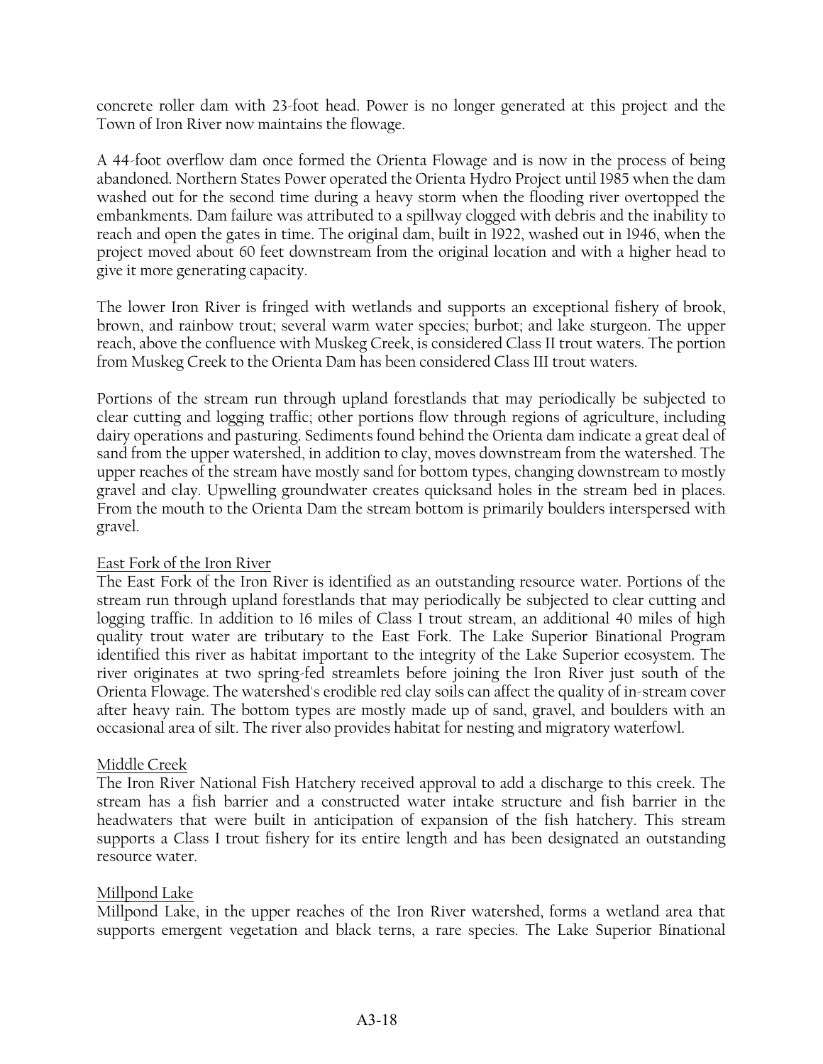concrete roller dam with 23-foot head. Power is no longer generated at this project and the Town of Iron River now maintains the flowage.

A 44-foot overflow dam once formed the Orienta Flowage and is now in the process of being abandoned. Northern States Power operated the Orienta Hydro Project until 1985 when the dam washed out for the second time during a heavy storm when the flooding river overtopped the embankments. Dam failure was attributed to a spillway clogged with debris and the inability to reach and open the gates in time. The original dam, built in 1922, washed out in 1946, when the project moved about 60 feet downstream from the original location and with a higher head to give it more generating capacity.

The lower Iron River is fringed with wetlands and supports an exceptional fishery of brook, brown, and rainbow trout; several warm water species; burbot; and lake sturgeon. The upper reach, above the confluence with Muskeg Creek, is considered Class II trout waters. The portion from Muskeg Creek to the Orienta Dam has been considered Class III trout waters.

Portions of the stream run through upland forestlands that may periodically be subjected to clear cutting and logging traffic; other portions flow through regions of agriculture, including dairy operations and pasturing. Sediments found behind the Orienta dam indicate a great deal of sand from the upper watershed, in addition to clay, moves downstream from the watershed. The upper reaches of the stream have mostly sand for bottom types, changing downstream to mostly gravel and clay. Upwelling groundwater creates quicksand holes in the stream bed in places. From the mouth to the Orienta Dam the stream bottom is primarily boulders interspersed with gravel.

East Fork of the Iron River

The East Fork of the Iron River is identified as an outstanding resource water. Portions of the stream run through upland forestlands that may periodically be subjected to clear cutting and logging traffic. In addition to 16 miles of Class I trout stream, an additional 40 miles of high quality trout water are tributary to the East Fork. The Lake Superior Binational Program identified this river as habitat important to the integrity of the Lake Superior ecosystem. The river originates at two spring-fed streamlets before joining the Iron River just south of the Orienta Flowage. The watershed's erodible red clay soils can affect the quality of in-stream cover after heavy rain. The bottom types are mostly made up of sand, gravel, and boulders with an occasional area of silt. The river also provides habitat for nesting and migratory waterfowl.

Middle Creek

The Iron River National Fish Hatchery received approval to add a discharge to this creek. The stream has a fish barrier and a constructed water intake structure and fish barrier in the headwaters that were built in anticipation of expansion of the fish hatchery. This stream supports a Class I trout fishery for its entire length and has been designated an outstanding resource water.

Millpond Lake

Millpond Lake, in the upper reaches of the Iron River watershed, forms a wetland area that supports emergent vegetation and black terns, a rare species. The Lake Superior Binational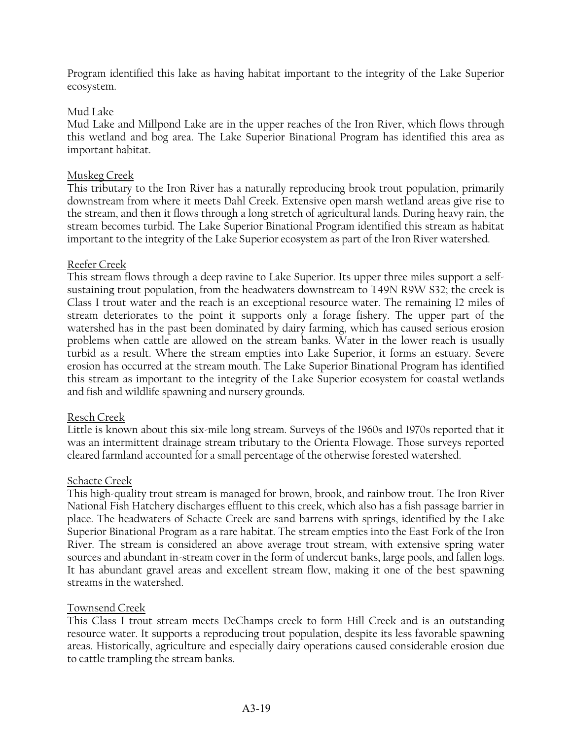Program identified this lake as having habitat important to the integrity of the Lake Superior ecosystem.

<u>Mud Lake</u>
Mud Lake and Millpond Lake are in the upper reaches of the Iron River, which flows through this wetland and bog area. The Lake Superior Binational Program has identified this area as important habitat.

<u>Muskeg Creek</u>
This tributary to the Iron River has a naturally reproducing brook trout population, primarily downstream from where it meets Dahl Creek. Extensive open marsh wetland areas give rise to the stream, and then it flows through a long stretch of agricultural lands. During heavy rain, the stream becomes turbid. The Lake Superior Binational Program identified this stream as habitat important to the integrity of the Lake Superior ecosystem as part of the Iron River watershed.

<u>Reefer Creek</u>
This stream flows through a deep ravine to Lake Superior. Its upper three miles support a self-sustaining trout population, from the headwaters downstream to T49N R9W S32; the creek is Class I trout water and the reach is an exceptional resource water. The remaining 12 miles of stream deteriorates to the point it supports only a forage fishery. The upper part of the watershed has in the past been dominated by dairy farming, which has caused serious erosion problems when cattle are allowed on the stream banks. Water in the lower reach is usually turbid as a result. Where the stream empties into Lake Superior, it forms an estuary. Severe erosion has occurred at the stream mouth. The Lake Superior Binational Program has identified this stream as important to the integrity of the Lake Superior ecosystem for coastal wetlands and fish and wildlife spawning and nursery grounds.

<u>Resch Creek</u>
Little is known about this six-mile long stream. Surveys of the 1960s and 1970s reported that it was an intermittent drainage stream tributary to the Orienta Flowage. Those surveys reported cleared farmland accounted for a small percentage of the otherwise forested watershed.

<u>Schacte Creek</u>
This high-quality trout stream is managed for brown, brook, and rainbow trout. The Iron River National Fish Hatchery discharges effluent to this creek, which also has a fish passage barrier in place. The headwaters of Schacte Creek are sand barrens with springs, identified by the Lake Superior Binational Program as a rare habitat. The stream empties into the East Fork of the Iron River. The stream is considered an above average trout stream, with extensive spring water sources and abundant in-stream cover in the form of undercut banks, large pools, and fallen logs. It has abundant gravel areas and excellent stream flow, making it one of the best spawning streams in the watershed.

<u>Townsend Creek</u>
This Class I trout stream meets DeChamps creek to form Hill Creek and is an outstanding resource water. It supports a reproducing trout population, despite its less favorable spawning areas. Historically, agriculture and especially dairy operations caused considerable erosion due to cattle trampling the stream banks.